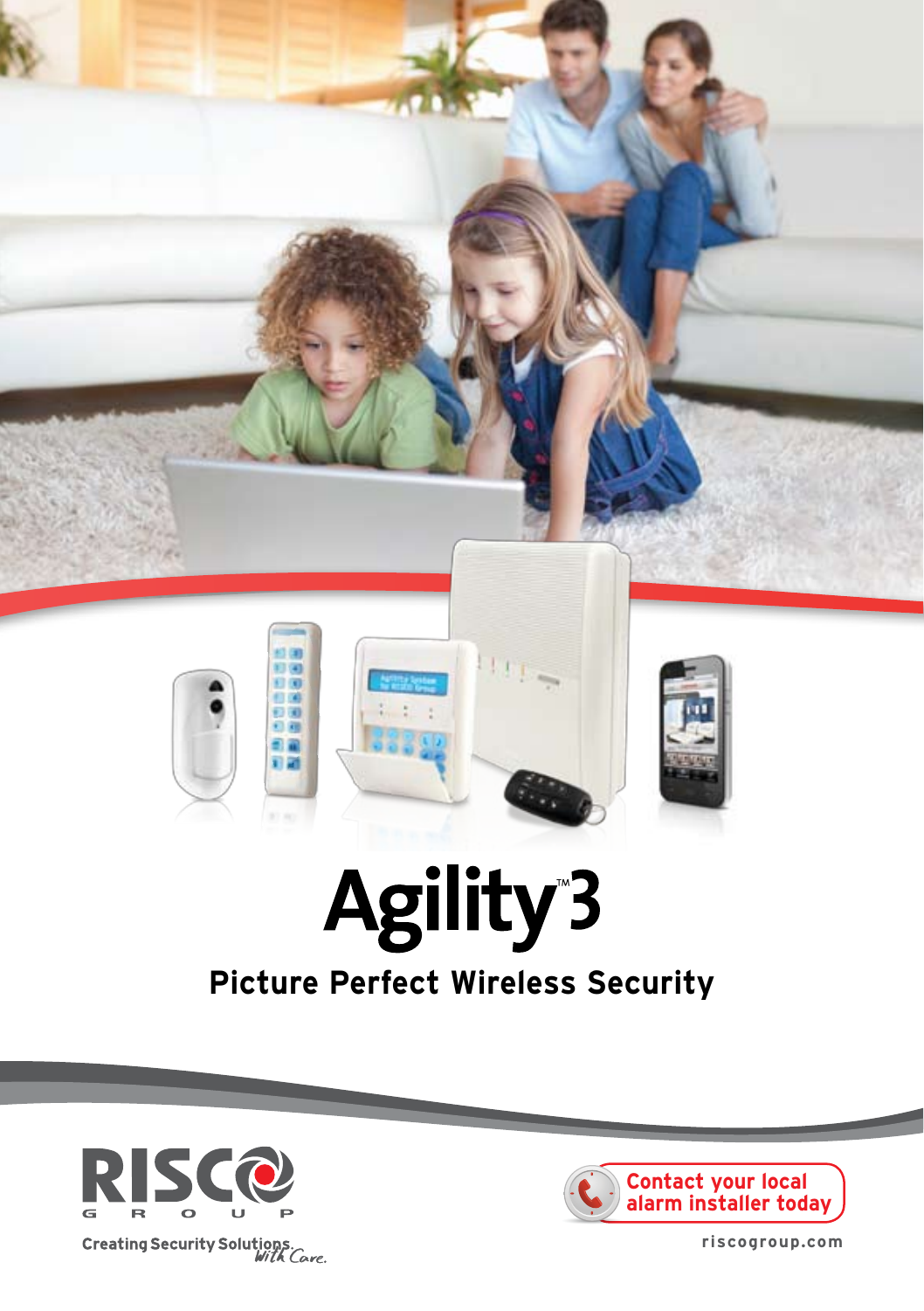# Agility™3

## Picture Perfect Wireless Security

RISCO GROUP

Creating Security Solutions. *With Care.*

Contact your local alarm installer today

riscogroup.com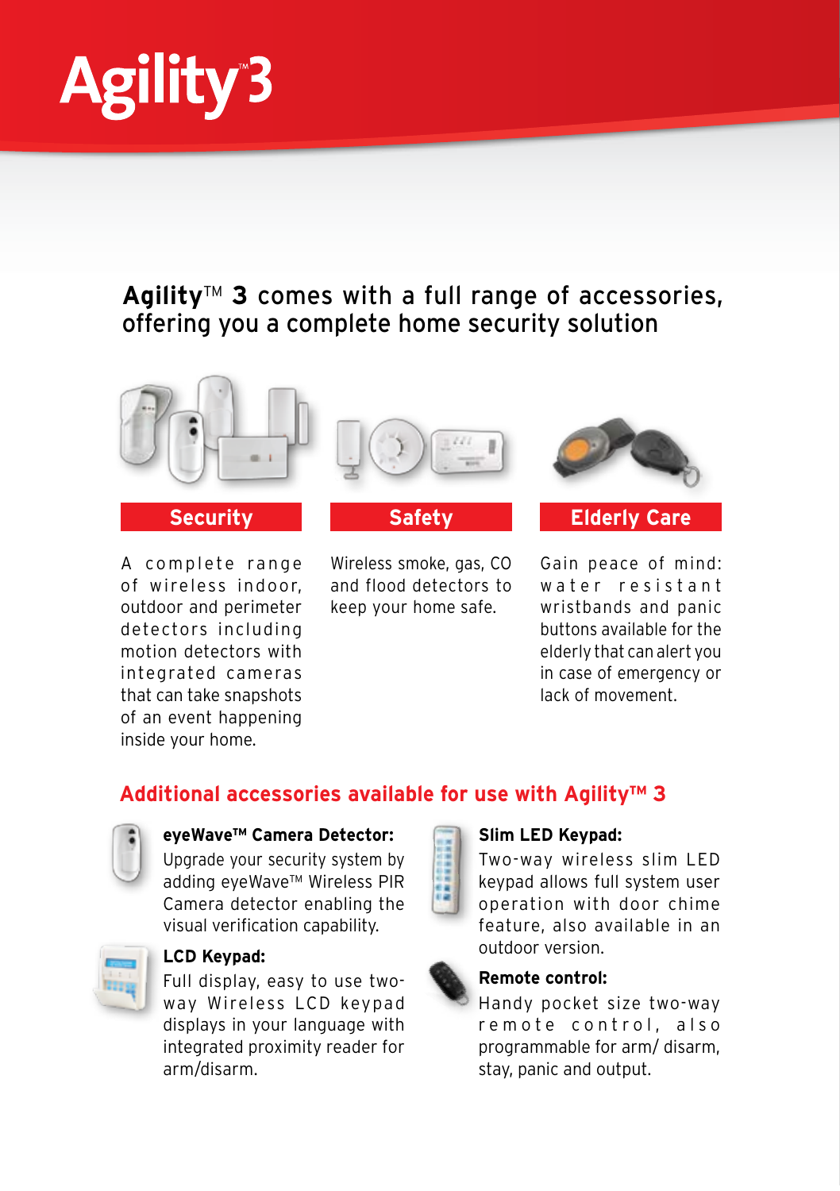# Agility™ 3

## **Agility**™ **3** comes with a full range of accessories, offering you a complete home security solution

### Security

A complete range of wireless indoor, outdoor and perimeter detectors including motion detectors with integrated cameras that can take snapshots of an event happening inside your home.

### Safety

Wireless smoke, gas, CO and flood detectors to keep your home safe.

### Elderly Care

Gain peace of mind: water resistant wristbands and panic buttons available for the elderly that can alert you in case of emergency or lack of movement.

## Additional accessories available for use with Agility™ 3

**eyeWave™ Camera Detector:**
Upgrade your security system by adding eyeWave™ Wireless PIR Camera detector enabling the visual verification capability.

**LCD Keypad:**
Full display, easy to use two-way Wireless LCD keypad displays in your language with integrated proximity reader for arm/disarm.

**Slim LED Keypad:**
Two-way wireless slim LED keypad allows full system user operation with door chime feature, also available in an outdoor version.

**Remote control:**
Handy pocket size two-way remote control, also programmable for arm/ disarm, stay, panic and output.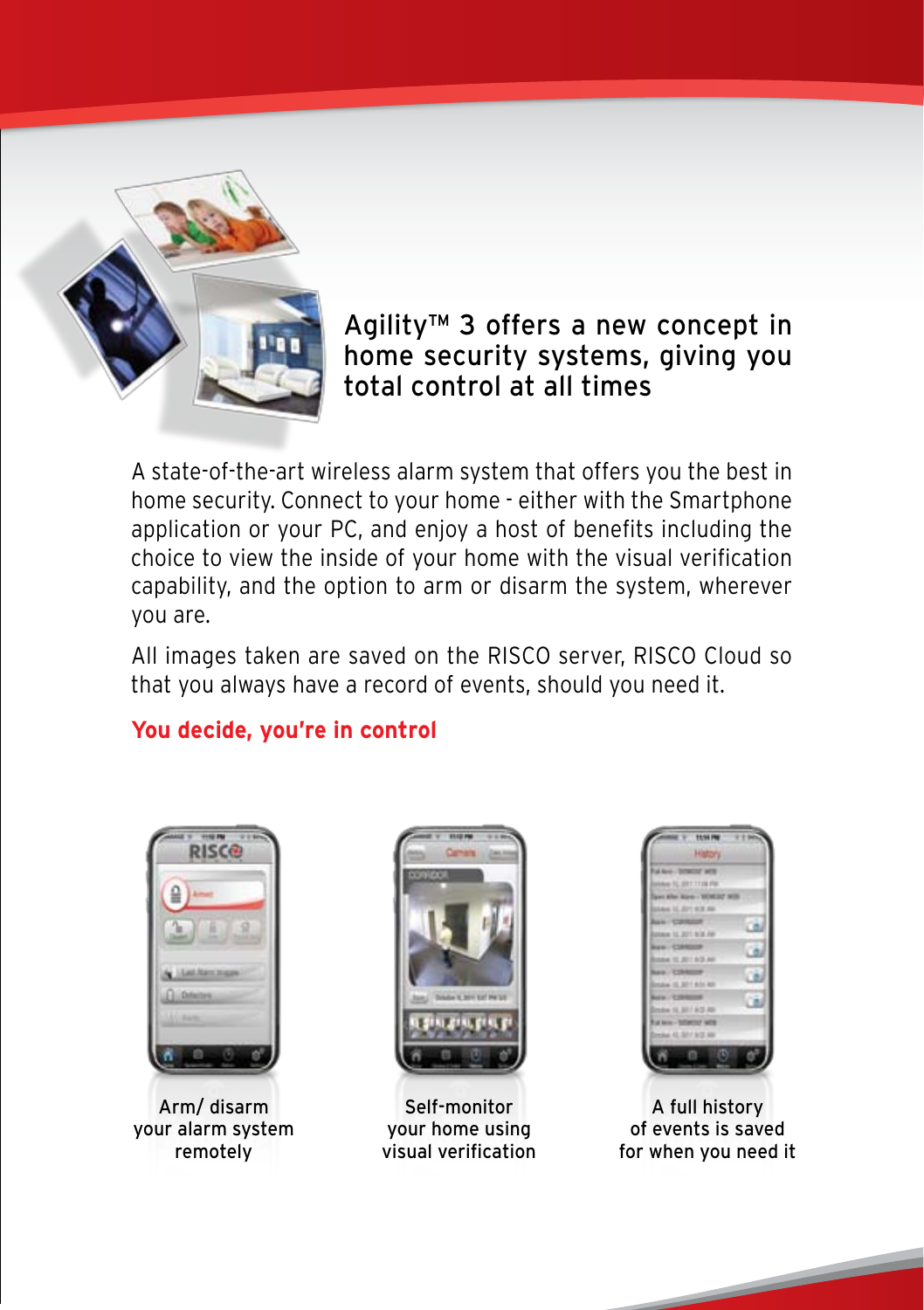## Agility™ 3 offers a new concept in home security systems, giving you total control at all times

A state-of-the-art wireless alarm system that offers you the best in home security. Connect to your home - either with the Smartphone application or your PC, and enjoy a host of benefits including the choice to view the inside of your home with the visual verification capability, and the option to arm or disarm the system, wherever you are.

All images taken are saved on the RISCO server, RISCO Cloud so that you always have a record of events, should you need it.

### You decide, you're in control

Arm/ disarm your alarm system remotely

Self-monitor your home using visual verification

A full history of events is saved for when you need it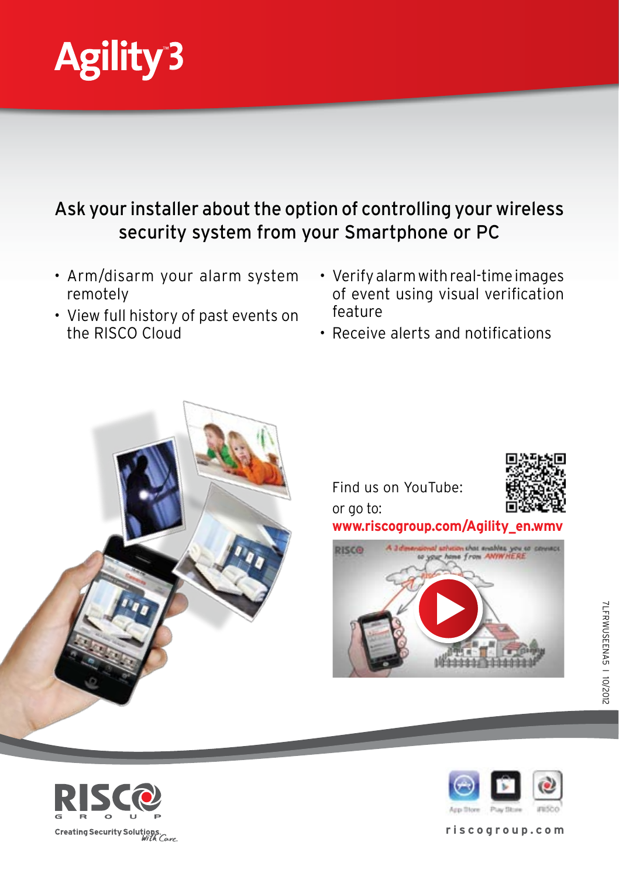# Agility™3

## Ask your installer about the option of controlling your wireless security system from your Smartphone or PC

- Arm/disarm your alarm system remotely
- View full history of past events on the RISCO Cloud
- Verify alarm with real-time images of event using visual verification feature
- Receive alerts and notifications

Find us on YouTube:

or go to:

**www.riscogroup.com/Agility_en.wmv**

7LFRWUSEENAS I 10/2012

RISCO GROUP

Creating Security Solutions. *With Care.*

App Store Play Store iRISCO

riscogroup.com